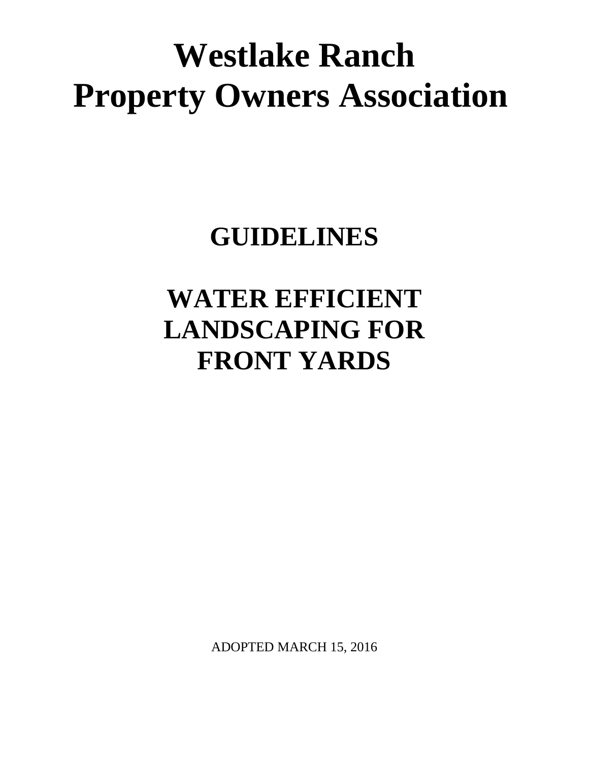# Westlake Ranch Property Owners Association

## GUIDELINES

## WATER EFFICIENT LANDSCAPING FOR FRONT YARDS

ADOPTED MARCH 15, 2016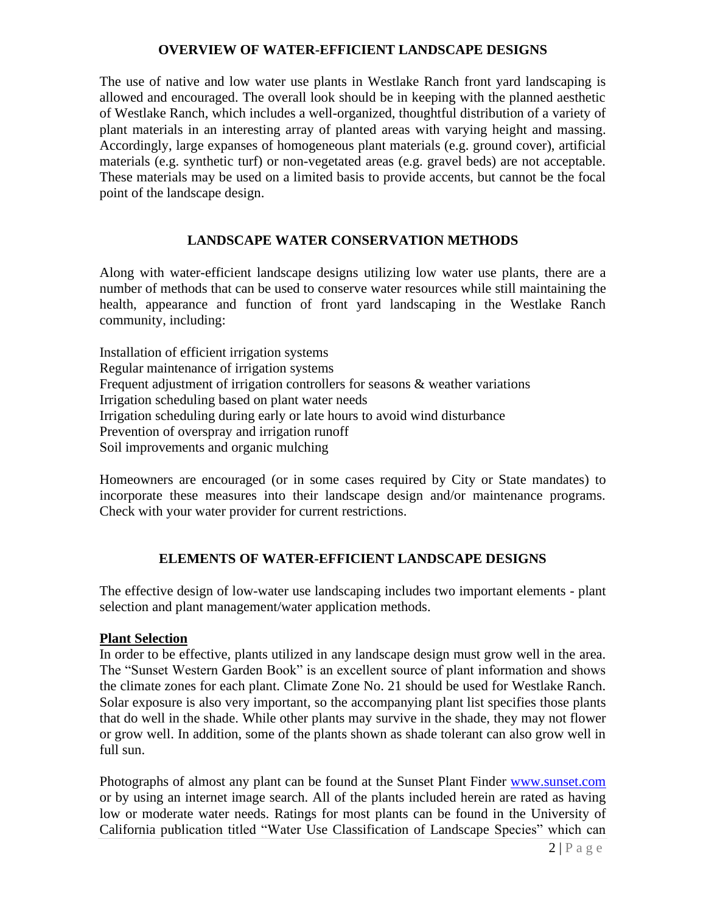## OVERVIEW OF WATER-EFFICIENT LANDSCAPE DESIGNS

The use of native and low water use plants in Westlake Ranch front yard landscaping is allowed and encouraged. The overall look should be in keeping with the planned aesthetic of Westlake Ranch, which includes a well-organized, thoughtful distribution of a variety of plant materials in an interesting array of planted areas with varying height and massing. Accordingly, large expanses of homogeneous plant materials (e.g. ground cover), artificial materials (e.g. synthetic turf) or non-vegetated areas (e.g. gravel beds) are not acceptable. These materials may be used on a limited basis to provide accents, but cannot be the focal point of the landscape design.

## LANDSCAPE WATER CONSERVATION METHODS

Along with water-efficient landscape designs utilizing low water use plants, there are a number of methods that can be used to conserve water resources while still maintaining the health, appearance and function of front yard landscaping in the Westlake Ranch community, including:

Installation of efficient irrigation systems
Regular maintenance of irrigation systems
Frequent adjustment of irrigation controllers for seasons & weather variations
Irrigation scheduling based on plant water needs
Irrigation scheduling during early or late hours to avoid wind disturbance
Prevention of overspray and irrigation runoff
Soil improvements and organic mulching

Homeowners are encouraged (or in some cases required by City or State mandates) to incorporate these measures into their landscape design and/or maintenance programs. Check with your water provider for current restrictions.

## ELEMENTS OF WATER-EFFICIENT LANDSCAPE DESIGNS

The effective design of low-water use landscaping includes two important elements - plant selection and plant management/water application methods.

**Plant Selection**

In order to be effective, plants utilized in any landscape design must grow well in the area. The "Sunset Western Garden Book" is an excellent source of plant information and shows the climate zones for each plant. Climate Zone No. 21 should be used for Westlake Ranch. Solar exposure is also very important, so the accompanying plant list specifies those plants that do well in the shade. While other plants may survive in the shade, they may not flower or grow well. In addition, some of the plants shown as shade tolerant can also grow well in full sun.

Photographs of almost any plant can be found at the Sunset Plant Finder www.sunset.com or by using an internet image search. All of the plants included herein are rated as having low or moderate water needs. Ratings for most plants can be found in the University of California publication titled "Water Use Classification of Landscape Species" which can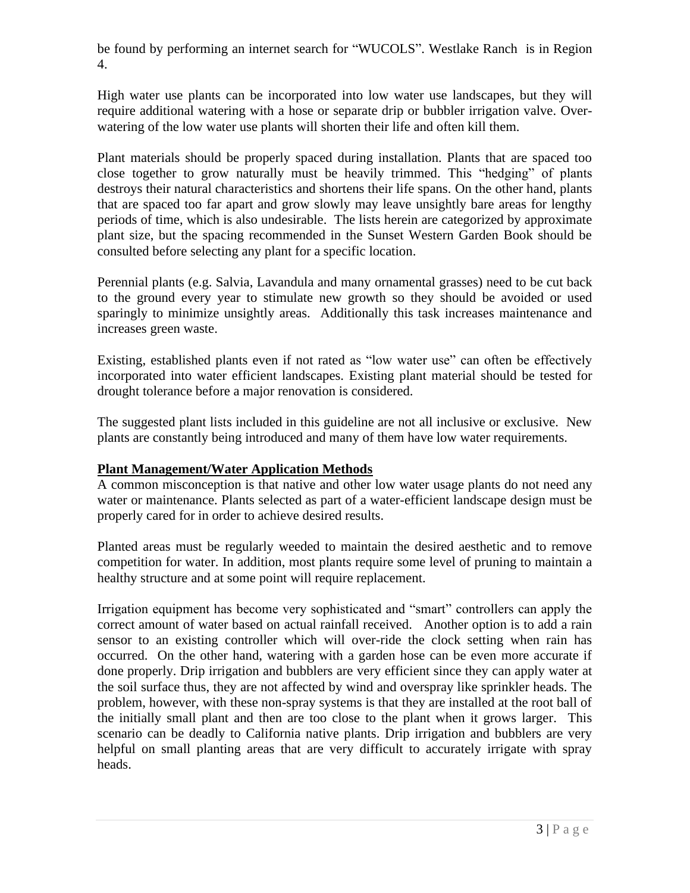be found by performing an internet search for "WUCOLS". Westlake Ranch  is in Region 4.

High water use plants can be incorporated into low water use landscapes, but they will require additional watering with a hose or separate drip or bubbler irrigation valve. Over-watering of the low water use plants will shorten their life and often kill them.

Plant materials should be properly spaced during installation. Plants that are spaced too close together to grow naturally must be heavily trimmed. This "hedging" of plants destroys their natural characteristics and shortens their life spans. On the other hand, plants that are spaced too far apart and grow slowly may leave unsightly bare areas for lengthy periods of time, which is also undesirable.  The lists herein are categorized by approximate plant size, but the spacing recommended in the Sunset Western Garden Book should be consulted before selecting any plant for a specific location.

Perennial plants (e.g. Salvia, Lavandula and many ornamental grasses) need to be cut back to the ground every year to stimulate new growth so they should be avoided or used sparingly to minimize unsightly areas.  Additionally this task increases maintenance and increases green waste.

Existing, established plants even if not rated as "low water use" can often be effectively incorporated into water efficient landscapes. Existing plant material should be tested for drought tolerance before a major renovation is considered.

The suggested plant lists included in this guideline are not all inclusive or exclusive.  New plants are constantly being introduced and many of them have low water requirements.

**Plant Management/Water Application Methods**

A common misconception is that native and other low water usage plants do not need any water or maintenance. Plants selected as part of a water-efficient landscape design must be properly cared for in order to achieve desired results.

Planted areas must be regularly weeded to maintain the desired aesthetic and to remove competition for water. In addition, most plants require some level of pruning to maintain a healthy structure and at some point will require replacement.

Irrigation equipment has become very sophisticated and "smart" controllers can apply the correct amount of water based on actual rainfall received.   Another option is to add a rain sensor to an existing controller which will over-ride the clock setting when rain has occurred.  On the other hand, watering with a garden hose can be even more accurate if done properly. Drip irrigation and bubblers are very efficient since they can apply water at the soil surface thus, they are not affected by wind and overspray like sprinkler heads. The problem, however, with these non-spray systems is that they are installed at the root ball of the initially small plant and then are too close to the plant when it grows larger.  This scenario can be deadly to California native plants. Drip irrigation and bubblers are very helpful on small planting areas that are very difficult to accurately irrigate with spray heads.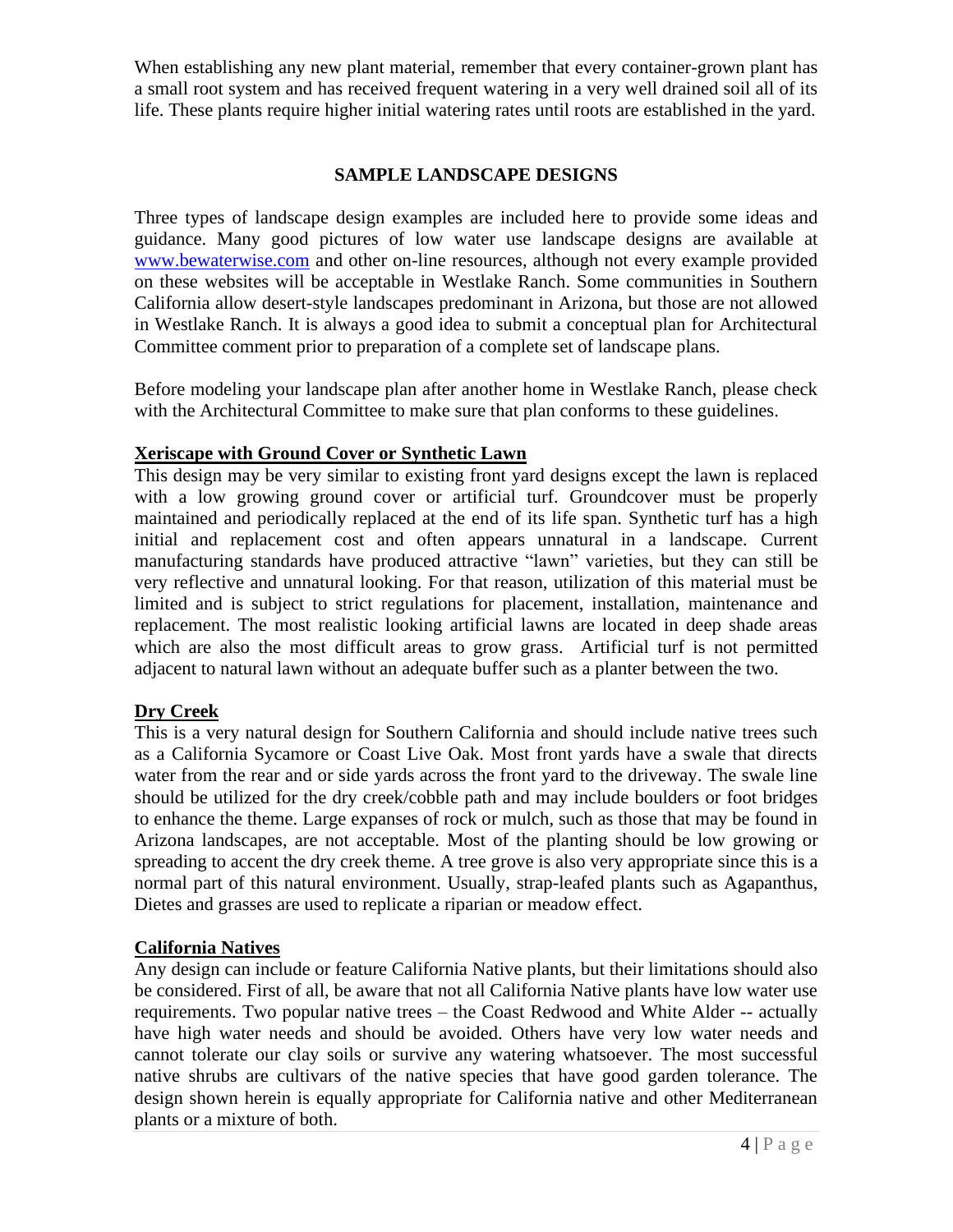When establishing any new plant material, remember that every container-grown plant has a small root system and has received frequent watering in a very well drained soil all of its life. These plants require higher initial watering rates until roots are established in the yard.

## SAMPLE LANDSCAPE DESIGNS

Three types of landscape design examples are included here to provide some ideas and guidance. Many good pictures of low water use landscape designs are available at [www.bewaterwise.com](http://www.bewaterwise.com) and other on-line resources, although not every example provided on these websites will be acceptable in Westlake Ranch. Some communities in Southern California allow desert-style landscapes predominant in Arizona, but those are not allowed in Westlake Ranch. It is always a good idea to submit a conceptual plan for Architectural Committee comment prior to preparation of a complete set of landscape plans.

Before modeling your landscape plan after another home in Westlake Ranch, please check with the Architectural Committee to make sure that plan conforms to these guidelines.

### Xeriscape with Ground Cover or Synthetic Lawn

This design may be very similar to existing front yard designs except the lawn is replaced with a low growing ground cover or artificial turf. Groundcover must be properly maintained and periodically replaced at the end of its life span. Synthetic turf has a high initial and replacement cost and often appears unnatural in a landscape. Current manufacturing standards have produced attractive "lawn" varieties, but they can still be very reflective and unnatural looking. For that reason, utilization of this material must be limited and is subject to strict regulations for placement, installation, maintenance and replacement. The most realistic looking artificial lawns are located in deep shade areas which are also the most difficult areas to grow grass. Artificial turf is not permitted adjacent to natural lawn without an adequate buffer such as a planter between the two.

### Dry Creek

This is a very natural design for Southern California and should include native trees such as a California Sycamore or Coast Live Oak. Most front yards have a swale that directs water from the rear and or side yards across the front yard to the driveway. The swale line should be utilized for the dry creek/cobble path and may include boulders or foot bridges to enhance the theme. Large expanses of rock or mulch, such as those that may be found in Arizona landscapes, are not acceptable. Most of the planting should be low growing or spreading to accent the dry creek theme. A tree grove is also very appropriate since this is a normal part of this natural environment. Usually, strap-leafed plants such as Agapanthus, Dietes and grasses are used to replicate a riparian or meadow effect.

### California Natives

Any design can include or feature California Native plants, but their limitations should also be considered. First of all, be aware that not all California Native plants have low water use requirements. Two popular native trees – the Coast Redwood and White Alder -- actually have high water needs and should be avoided. Others have very low water needs and cannot tolerate our clay soils or survive any watering whatsoever. The most successful native shrubs are cultivars of the native species that have good garden tolerance. The design shown herein is equally appropriate for California native and other Mediterranean plants or a mixture of both.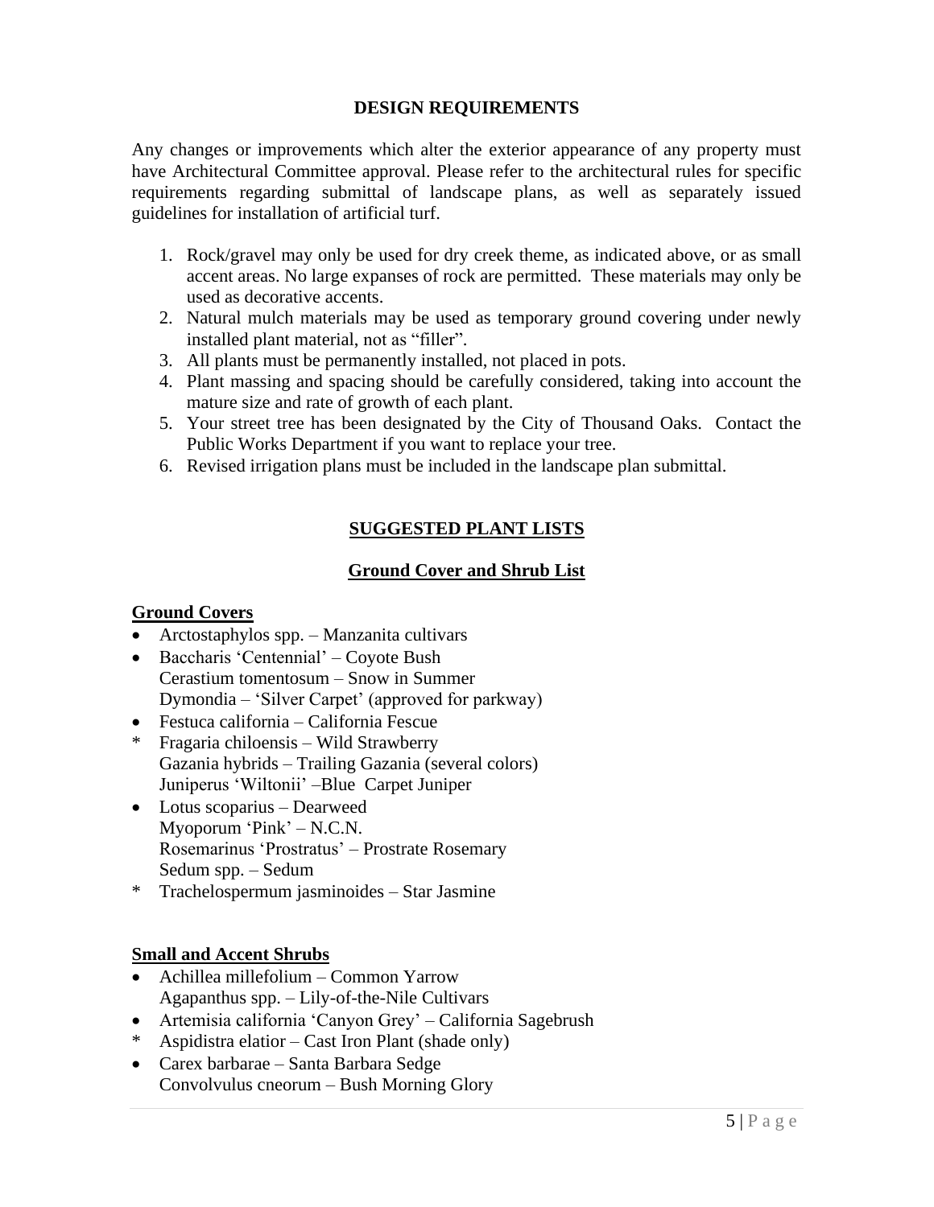## DESIGN REQUIREMENTS

Any changes or improvements which alter the exterior appearance of any property must have Architectural Committee approval. Please refer to the architectural rules for specific requirements regarding submittal of landscape plans, as well as separately issued guidelines for installation of artificial turf.

1. Rock/gravel may only be used for dry creek theme, as indicated above, or as small accent areas. No large expanses of rock are permitted. These materials may only be used as decorative accents.
2. Natural mulch materials may be used as temporary ground covering under newly installed plant material, not as "filler".
3. All plants must be permanently installed, not placed in pots.
4. Plant massing and spacing should be carefully considered, taking into account the mature size and rate of growth of each plant.
5. Your street tree has been designated by the City of Thousand Oaks. Contact the Public Works Department if you want to replace your tree.
6. Revised irrigation plans must be included in the landscape plan submittal.

## SUGGESTED PLANT LISTS

### Ground Cover and Shrub List

**Ground Covers**

- Arctostaphylos spp. – Manzanita cultivars
- Baccharis 'Centennial' – Coyote Bush
  Cerastium tomentosum – Snow in Summer
  Dymondia – 'Silver Carpet' (approved for parkway)
- Festuca california – California Fescue

\* Fragaria chiloensis – Wild Strawberry
  Gazania hybrids – Trailing Gazania (several colors)
  Juniperus 'Wiltonii' –Blue Carpet Juniper

- Lotus scoparius – Dearweed
  Myoporum 'Pink' – N.C.N.
  Rosemarinus 'Prostratus' – Prostrate Rosemary
  Sedum spp. – Sedum

\* Trachelospermum jasminoides – Star Jasmine

**Small and Accent Shrubs**

- Achillea millefolium – Common Yarrow
  Agapanthus spp. – Lily-of-the-Nile Cultivars
- Artemisia california 'Canyon Grey' – California Sagebrush

\* Aspidistra elatior – Cast Iron Plant (shade only)

- Carex barbarae – Santa Barbara Sedge
  Convolvulus cneorum – Bush Morning Glory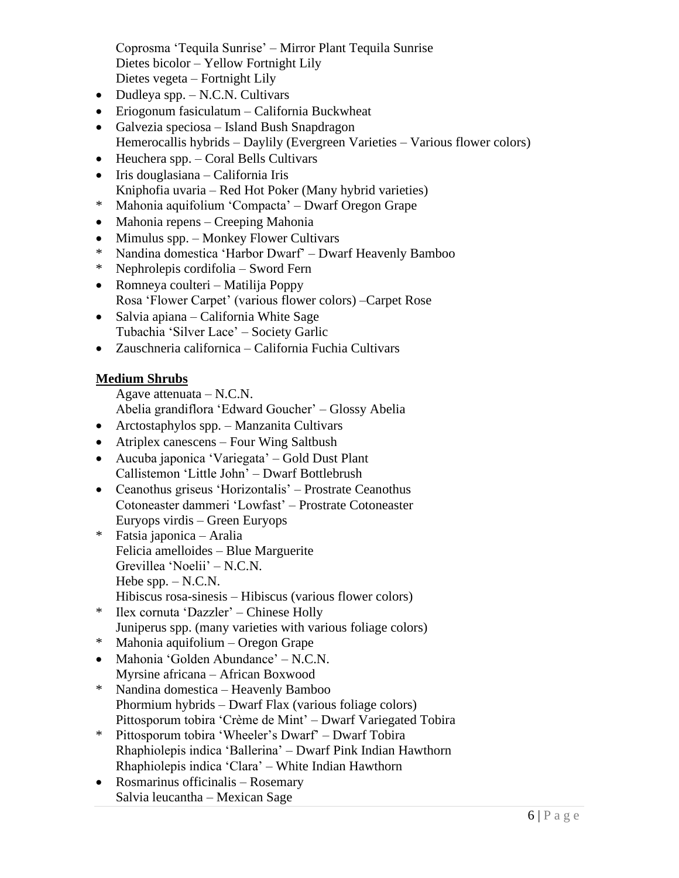Coprosma 'Tequila Sunrise' – Mirror Plant Tequila Sunrise
Dietes bicolor – Yellow Fortnight Lily
Dietes vegeta – Fortnight Lily
- Dudleya spp. – N.C.N. Cultivars
- Eriogonum fasiculatum – California Buckwheat
- Galvezia speciosa – Island Bush Snapdragon
Hemerocallis hybrids – Daylily (Evergreen Varieties – Various flower colors)
- Heuchera spp. – Coral Bells Cultivars
- Iris douglasiana – California Iris
Kniphofia uvaria – Red Hot Poker (Many hybrid varieties)
* Mahonia aquifolium 'Compacta' – Dwarf Oregon Grape
- Mahonia repens – Creeping Mahonia
- Mimulus spp. – Monkey Flower Cultivars
* Nandina domestica 'Harbor Dwarf' – Dwarf Heavenly Bamboo
* Nephrolepis cordifolia – Sword Fern
- Romneya coulteri – Matilija Poppy
Rosa 'Flower Carpet' (various flower colors) –Carpet Rose
- Salvia apiana – California White Sage
Tubachia 'Silver Lace' – Society Garlic
- Zauschneria californica – California Fuchia Cultivars

**Medium Shrubs**

Agave attenuata – N.C.N.
Abelia grandiflora 'Edward Goucher' – Glossy Abelia
- Arctostaphylos spp. – Manzanita Cultivars
- Atriplex canescens – Four Wing Saltbush
- Aucuba japonica 'Variegata' – Gold Dust Plant
Callistemon 'Little John' – Dwarf Bottlebrush
- Ceanothus griseus 'Horizontalis' – Prostrate Ceanothus
Cotoneaster dammeri 'Lowfast' – Prostrate Cotoneaster
Euryops virdis – Green Euryops
* Fatsia japonica – Aralia
Felicia amelloides – Blue Marguerite
Grevillea 'Noelii' – N.C.N.
Hebe spp. – N.C.N.
Hibiscus rosa-sinesis – Hibiscus (various flower colors)
* Ilex cornuta 'Dazzler' – Chinese Holly
Juniperus spp. (many varieties with various foliage colors)
* Mahonia aquifolium – Oregon Grape
- Mahonia 'Golden Abundance' – N.C.N.
Myrsine africana – African Boxwood
* Nandina domestica – Heavenly Bamboo
Phormium hybrids – Dwarf Flax (various foliage colors)
Pittosporum tobira 'Crème de Mint' – Dwarf Variegated Tobira
* Pittosporum tobira 'Wheeler's Dwarf' – Dwarf Tobira
Rhaphiolepis indica 'Ballerina' – Dwarf Pink Indian Hawthorn
Rhaphiolepis indica 'Clara' – White Indian Hawthorn
- Rosmarinus officinalis – Rosemary
Salvia leucantha – Mexican Sage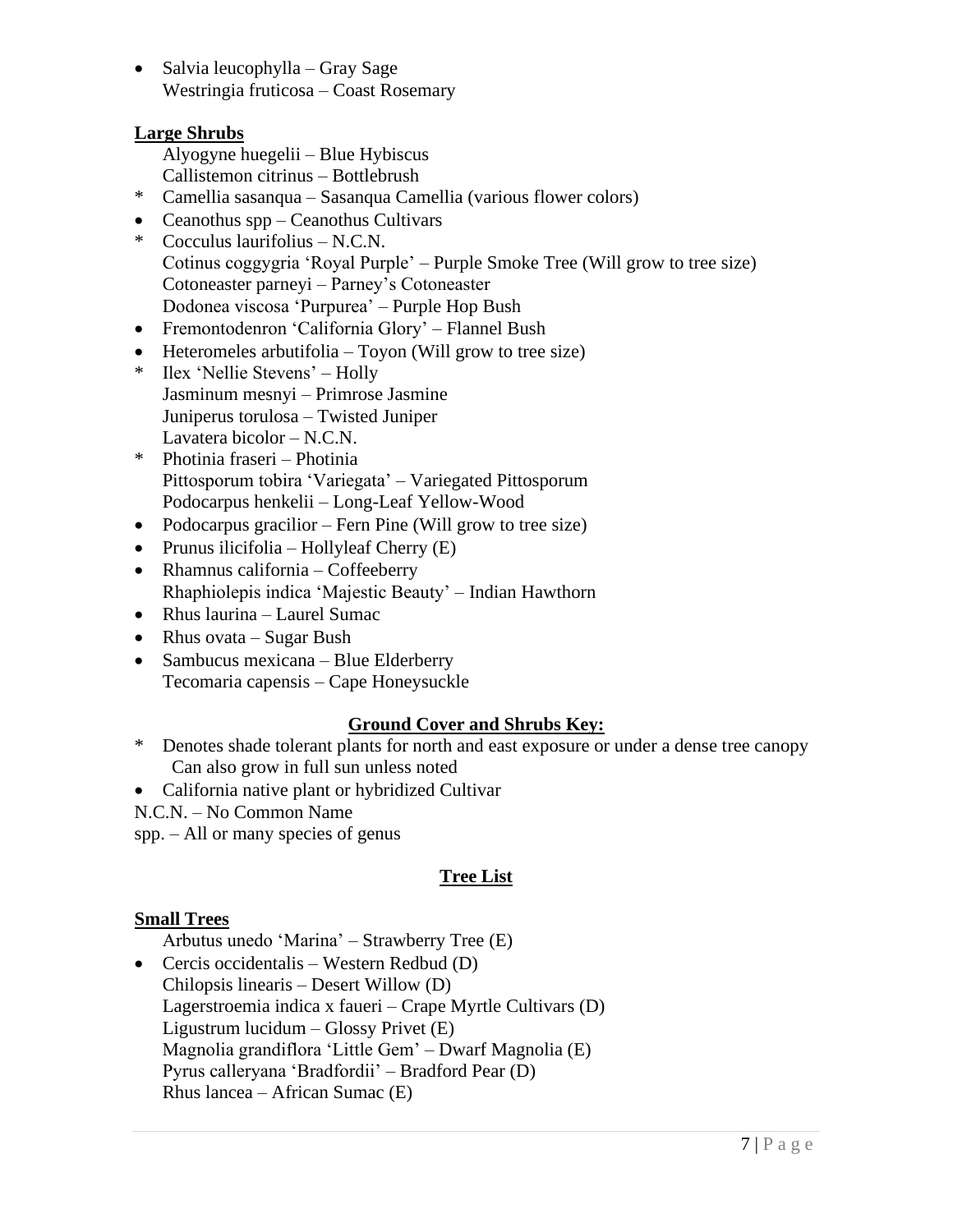- • Salvia leucophylla – Gray Sage
- Westringia fruticosa – Coast Rosemary

**Large Shrubs**

- Alyogyne huegelii – Blue Hybiscus
- Callistemon citrinus – Bottlebrush
- \* Camellia sasanqua – Sasanqua Camellia (various flower colors)
- • Ceanothus spp – Ceanothus Cultivars
- \* Cocculus laurifolius – N.C.N.
- Cotinus coggygria 'Royal Purple' – Purple Smoke Tree (Will grow to tree size)
- Cotoneaster parneyi – Parney's Cotoneaster
- Dodonea viscosa 'Purpurea' – Purple Hop Bush
- • Fremontodenron 'California Glory' – Flannel Bush
- • Heteromeles arbutifolia – Toyon (Will grow to tree size)
- \* Ilex 'Nellie Stevens' – Holly
- Jasminum mesnyi – Primrose Jasmine
- Juniperus torulosa – Twisted Juniper
- Lavatera bicolor – N.C.N.
- \* Photinia fraseri – Photinia
- Pittosporum tobira 'Variegata' – Variegated Pittosporum
- Podocarpus henkelii – Long-Leaf Yellow-Wood
- • Podocarpus gracilior – Fern Pine (Will grow to tree size)
- • Prunus ilicifolia – Hollyleaf Cherry (E)
- • Rhamnus california – Coffeeberry
- Rhaphiolepis indica 'Majestic Beauty' – Indian Hawthorn
- • Rhus laurina – Laurel Sumac
- • Rhus ovata – Sugar Bush
- • Sambucus mexicana – Blue Elderberry
- Tecomaria capensis – Cape Honeysuckle

**Ground Cover and Shrubs Key:**

\* Denotes shade tolerant plants for north and east exposure or under a dense tree canopy Can also grow in full sun unless noted

• California native plant or hybridized Cultivar

N.C.N. – No Common Name

spp. – All or many species of genus

## Tree List

**Small Trees**

- Arbutus unedo 'Marina' – Strawberry Tree (E)
- • Cercis occidentalis – Western Redbud (D)
- Chilopsis linearis – Desert Willow (D)
- Lagerstroemia indica x faueri – Crape Myrtle Cultivars (D)
- Ligustrum lucidum – Glossy Privet (E)
- Magnolia grandiflora 'Little Gem' – Dwarf Magnolia (E)
- Pyrus calleryana 'Bradfordii' – Bradford Pear (D)
- Rhus lancea – African Sumac (E)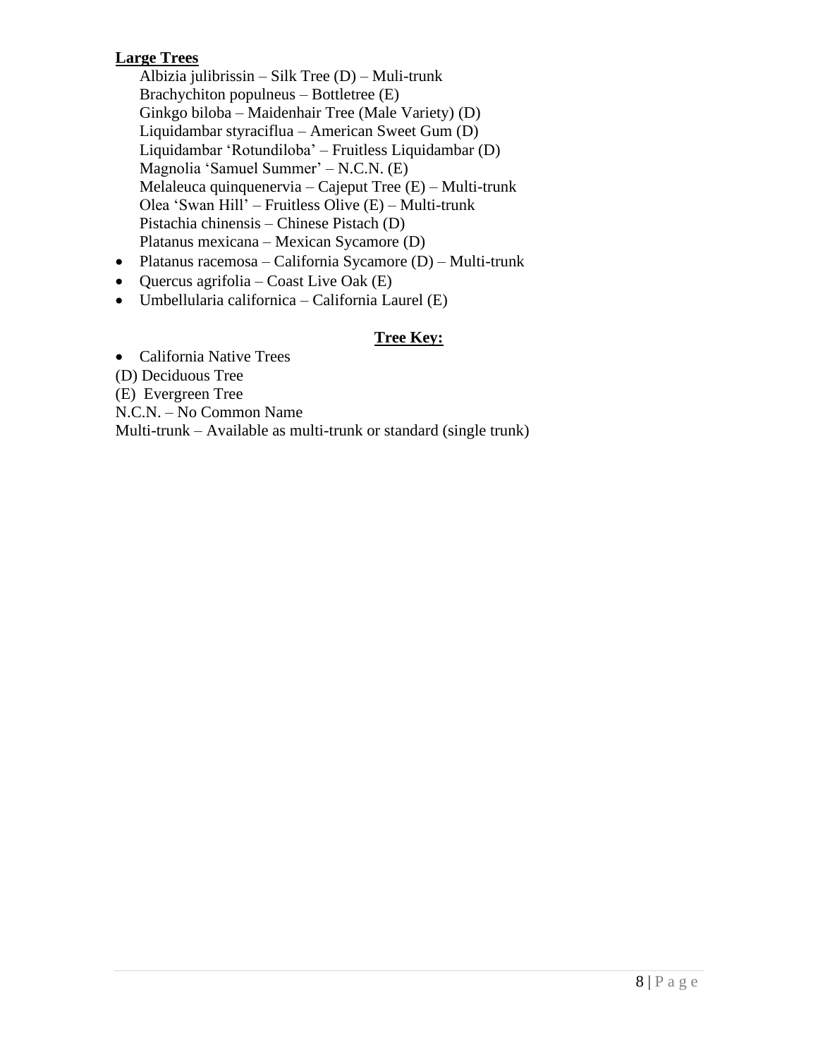**Large Trees**

Albizia julibrissin – Silk Tree (D) – Muli-trunk
Brachychiton populneus – Bottletree (E)
Ginkgo biloba – Maidenhair Tree (Male Variety) (D)
Liquidambar styraciflua – American Sweet Gum (D)
Liquidambar 'Rotundiloba' – Fruitless Liquidambar (D)
Magnolia 'Samuel Summer' – N.C.N. (E)
Melaleuca quinquenervia – Cajeput Tree (E) – Multi-trunk
Olea 'Swan Hill' – Fruitless Olive (E) – Multi-trunk
Pistachia chinensis – Chinese Pistach (D)
Platanus mexicana – Mexican Sycamore (D)

- Platanus racemosa – California Sycamore (D) – Multi-trunk
- Quercus agrifolia – Coast Live Oak (E)
- Umbellularia californica – California Laurel (E)

**Tree Key:**

- California Native Trees

(D) Deciduous Tree
(E) Evergreen Tree
N.C.N. – No Common Name
Multi-trunk – Available as multi-trunk or standard (single trunk)